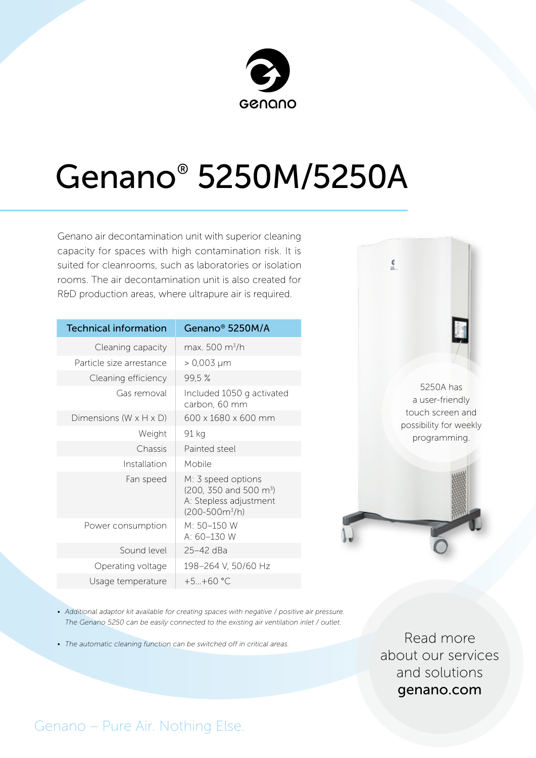Genano

# Genano® 5250M/5250A

Genano air decontamination unit with superior cleaning capacity for spaces with high contamination risk. It is suited for cleanrooms, such as laboratories or isolation rooms. The air decontamination unit is also created for R&D production areas, where ultrapure air is required.

| Technical information | Genano® 5250M/A |
|---|---|
| Cleaning capacity | max. 500 $m^3$/h |
| Particle size arrestance | > 0,003 µm |
| Cleaning efficiency | 99,5 % |
| Gas removal | Included 1050 g activated carbon, 60 mm |
| Dimensions (W x H x D) | 600 x 1680 x 600 mm |
| Weight | 91 kg |
| Chassis | Painted steel |
| Installation | Mobile |
| Fan speed | M: 3 speed options (200, 350 and 500 $m^3$) A: Stepless adjustment (200-500$m^3$/h) |
| Power consumption | M: 50–150 W A: 60–130 W |
| Sound level | 25–42 dBa |
| Operating voltage | 198–264 V, 50/60 Hz |
| Usage temperature | +5...+60 °C |

5250A has a user-friendly touch screen and possibility for weekly programming.

- *Additional adaptor kit available for creating spaces with negative / positive air pressure. The Genano 5250 can be easily connected to the existing air ventilation inlet / outlet.*
- *The automatic cleaning function can be switched off in critical areas.*

Read more about our services and solutions **genano.com**

Genano – Pure Air. Nothing Else.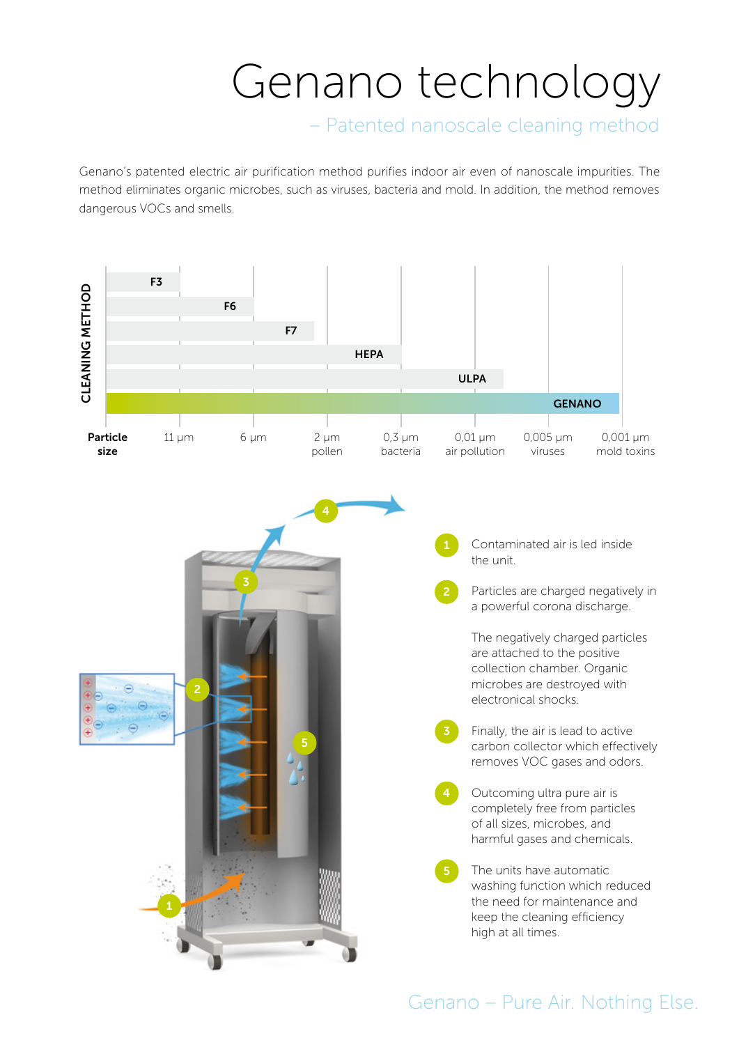# Genano technology

## – Patented nanoscale cleaning method

Genano's patented electric air purification method purifies indoor air even of nanoscale impurities. The method eliminates organic microbes, such as viruses, bacteria and mold. In addition, the method removes dangerous VOCs and smells.

CLEANING METHOD

F3

F6

F7

HEPA

ULPA

GENANO

Particle size

11 µm

6 µm

2 µm pollen

0,3 µm bacteria

0,01 µm air pollution

0,005 µm viruses

0,001 µm mold toxins

1. Contaminated air is led inside the unit.

2. Particles are charged negatively in a powerful corona discharge.

   The negatively charged particles are attached to the positive collection chamber. Organic microbes are destroyed with electronical shocks.

3. Finally, the air is lead to active carbon collector which effectively removes VOC gases and odors.

4. Outcoming ultra pure air is completely free from particles of all sizes, microbes, and harmful gases and chemicals.

5. The units have automatic washing function which reduced the need for maintenance and keep the cleaning efficiency high at all times.

Genano – Pure Air. Nothing Else.